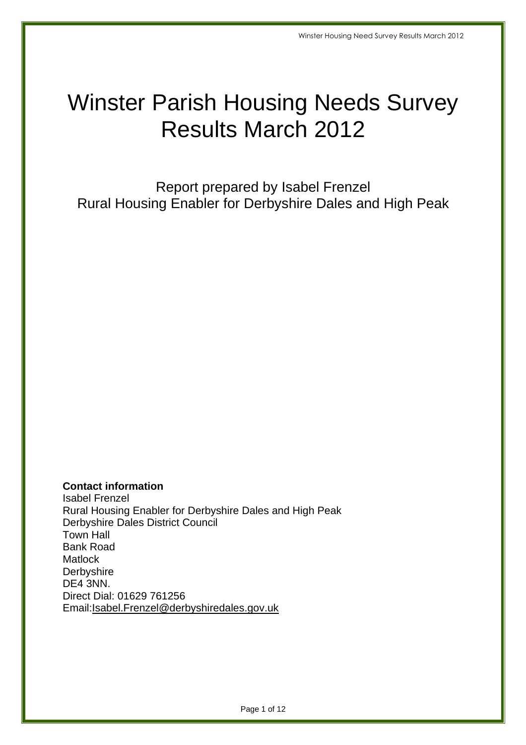# Winster Parish Housing Needs Survey Results March 2012

Report prepared by Isabel Frenzel
Rural Housing Enabler for Derbyshire Dales and High Peak

**Contact information**
Isabel Frenzel
Rural Housing Enabler for Derbyshire Dales and High Peak
Derbyshire Dales District Council
Town Hall
Bank Road
Matlock
Derbyshire
DE4 3NN.
Direct Dial: 01629 761256
Email:Isabel.Frenzel@derbyshiredales.gov.uk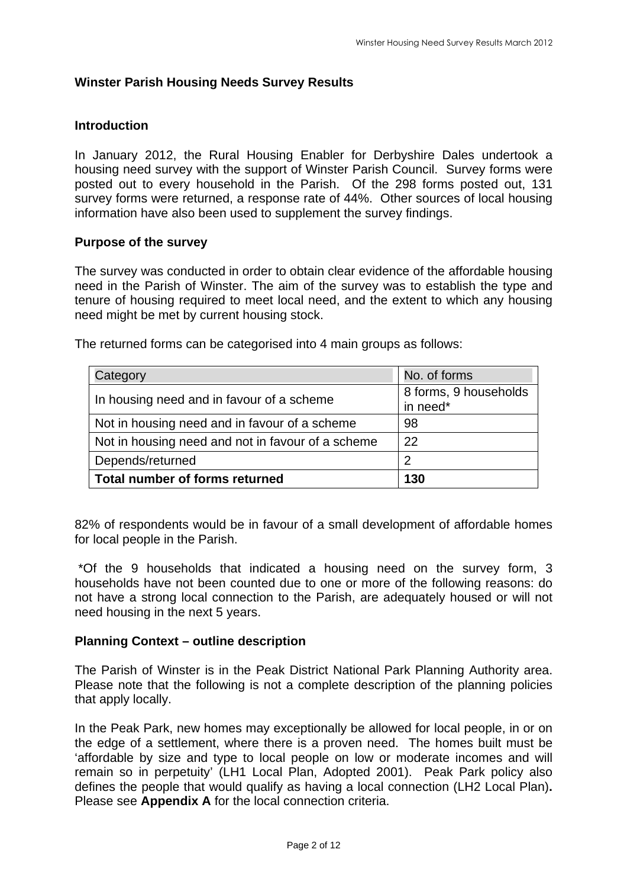## Winster Parish Housing Needs Survey Results

### Introduction

In January 2012, the Rural Housing Enabler for Derbyshire Dales undertook a housing need survey with the support of Winster Parish Council. Survey forms were posted out to every household in the Parish. Of the 298 forms posted out, 131 survey forms were returned, a response rate of 44%. Other sources of local housing information have also been used to supplement the survey findings.

### Purpose of the survey

The survey was conducted in order to obtain clear evidence of the affordable housing need in the Parish of Winster. The aim of the survey was to establish the type and tenure of housing required to meet local need, and the extent to which any housing need might be met by current housing stock.

The returned forms can be categorised into 4 main groups as follows:

| Category | No. of forms |
|---|---|
| In housing need and in favour of a scheme | 8 forms, 9 households in need* |
| Not in housing need and in favour of a scheme | 98 |
| Not in housing need and not in favour of a scheme | 22 |
| Depends/returned | 2 |
| **Total number of forms returned** | **130** |

82% of respondents would be in favour of a small development of affordable homes for local people in the Parish.

*Of the 9 households that indicated a housing need on the survey form, 3 households have not been counted due to one or more of the following reasons: do not have a strong local connection to the Parish, are adequately housed or will not need housing in the next 5 years.

### Planning Context – outline description

The Parish of Winster is in the Peak District National Park Planning Authority area. Please note that the following is not a complete description of the planning policies that apply locally.

In the Peak Park, new homes may exceptionally be allowed for local people, in or on the edge of a settlement, where there is a proven need. The homes built must be 'affordable by size and type to local people on low or moderate incomes and will remain so in perpetuity' (LH1 Local Plan, Adopted 2001). Peak Park policy also defines the people that would qualify as having a local connection (LH2 Local Plan)**.** Please see **Appendix A** for the local connection criteria.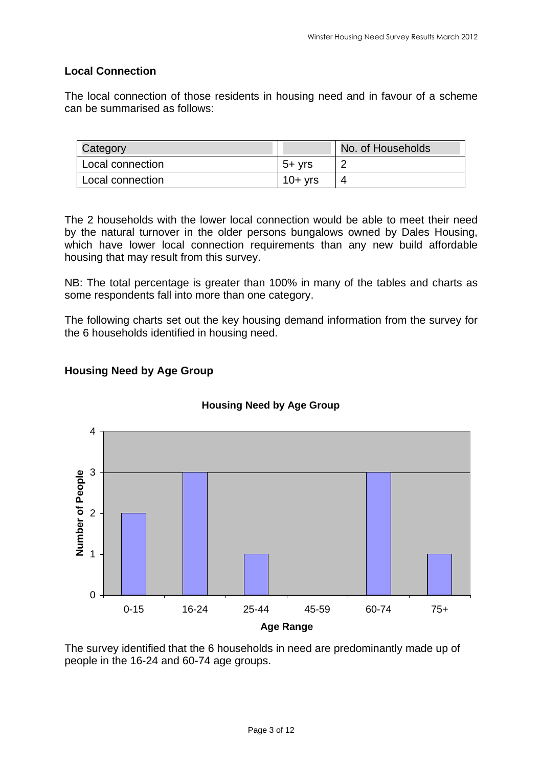## Local Connection

The local connection of those residents in housing need and in favour of a scheme can be summarised as follows:

| Category | | No. of Households |
|---|---|---|
| Local connection | 5+ yrs | 2 |
| Local connection | 10+ yrs | 4 |

The 2 households with the lower local connection would be able to meet their need by the natural turnover in the older persons bungalows owned by Dales Housing, which have lower local connection requirements than any new build affordable housing that may result from this survey.

NB: The total percentage is greater than 100% in many of the tables and charts as some respondents fall into more than one category.

The following charts set out the key housing demand information from the survey for the 6 households identified in housing need.

## Housing Need by Age Group

**Housing Need by Age Group**

| Age Range | Number of People |
|---|---|
| 0-15 | 2 |
| 16-24 | 3 |
| 25-44 | 1 |
| 45-59 | 0 |
| 60-74 | 3 |
| 75+ | 1 |

The survey identified that the 6 households in need are predominantly made up of people in the 16-24 and 60-74 age groups.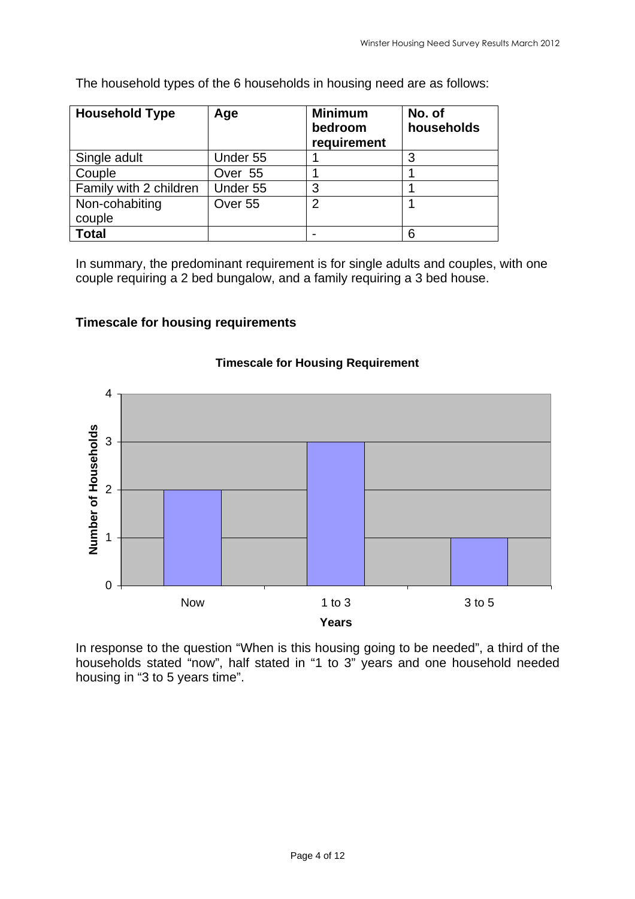The household types of the 6 households in housing need are as follows:

| Household Type | Age | Minimum bedroom requirement | No. of households |
|---|---|---|---|
| Single adult | Under 55 | 1 | 3 |
| Couple | Over 55 | 1 | 1 |
| Family with 2 children | Under 55 | 3 | 1 |
| Non-cohabiting couple | Over 55 | 2 | 1 |
| **Total** | | - | 6 |

In summary, the predominant requirement is for single adults and couples, with one couple requiring a 2 bed bungalow, and a family requiring a 3 bed house.

### Timescale for housing requirements

**Timescale for Housing Requirement**

| Years | Number of Households |
|---|---|
| Now | 2 |
| 1 to 3 | 3 |
| 3 to 5 | 1 |

In response to the question "When is this housing going to be needed", a third of the households stated "now", half stated in "1 to 3" years and one household needed housing in "3 to 5 years time".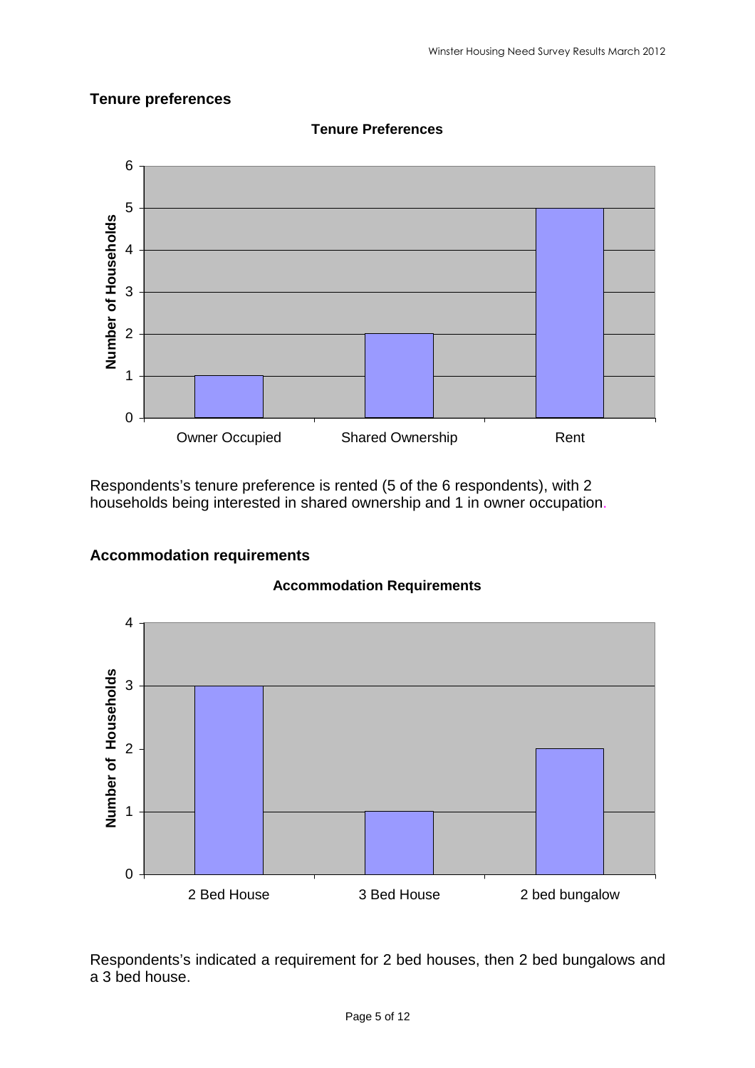## Tenure preferences

Respondents's tenure preference is rented (5 of the 6 respondents), with 2 households being interested in shared ownership and 1 in owner occupation.

## Accommodation requirements

Respondents's indicated a requirement for 2 bed houses, then 2 bed bungalows and a 3 bed house.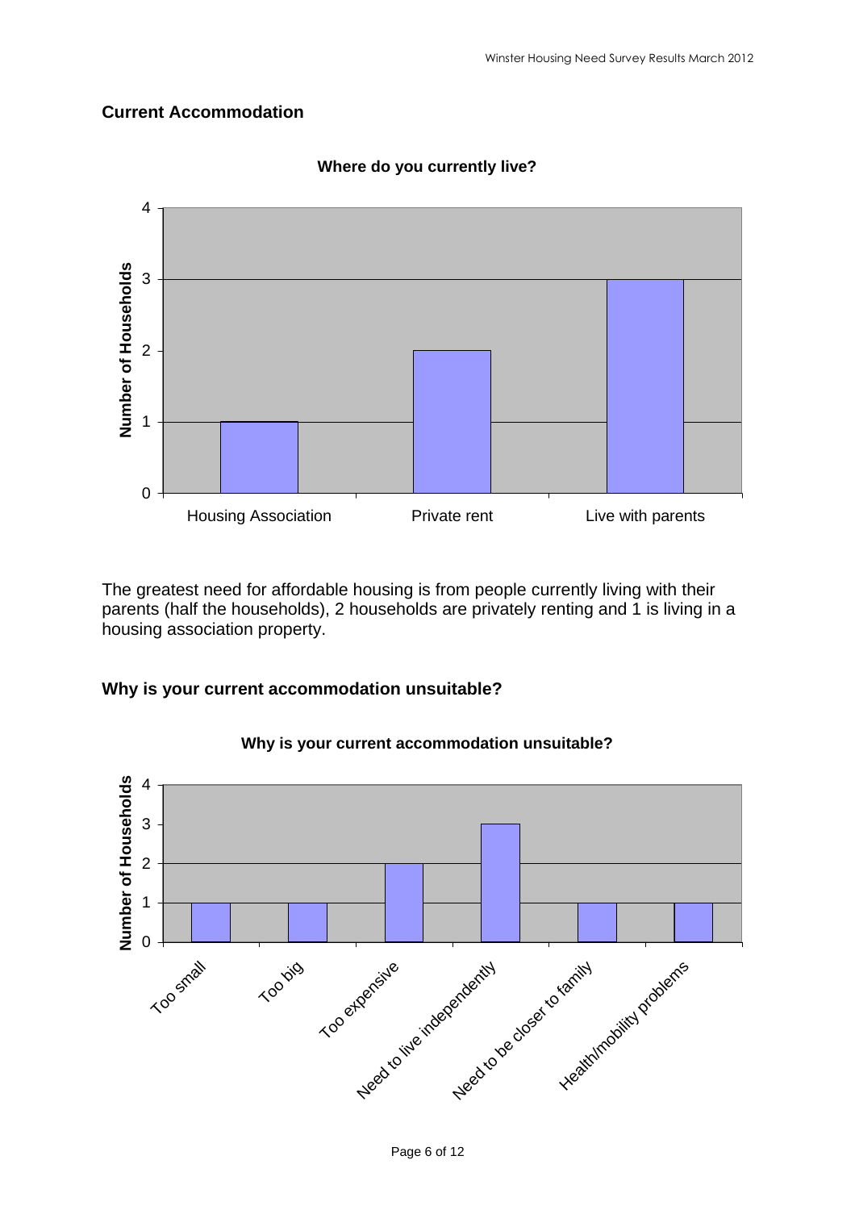## Current Accommodation

**Where do you currently live?**

| Where do you currently live? | Number of Households |
|---|---|
| Housing Association | 1 |
| Private rent | 2 |
| Live with parents | 3 |

The greatest need for affordable housing is from people currently living with their parents (half the households), 2 households are privately renting and 1 is living in a housing association property.

## Why is your current accommodation unsuitable?

**Why is your current accommodation unsuitable?**

| Why is your current accommodation unsuitable? | Number of Households |
|---|---|
| Too small | 1 |
| Too big | 1 |
| Too expensive | 2 |
| Need to live independently | 3 |
| Need to be closer to family | 1 |
| Health/mobility problems | 1 |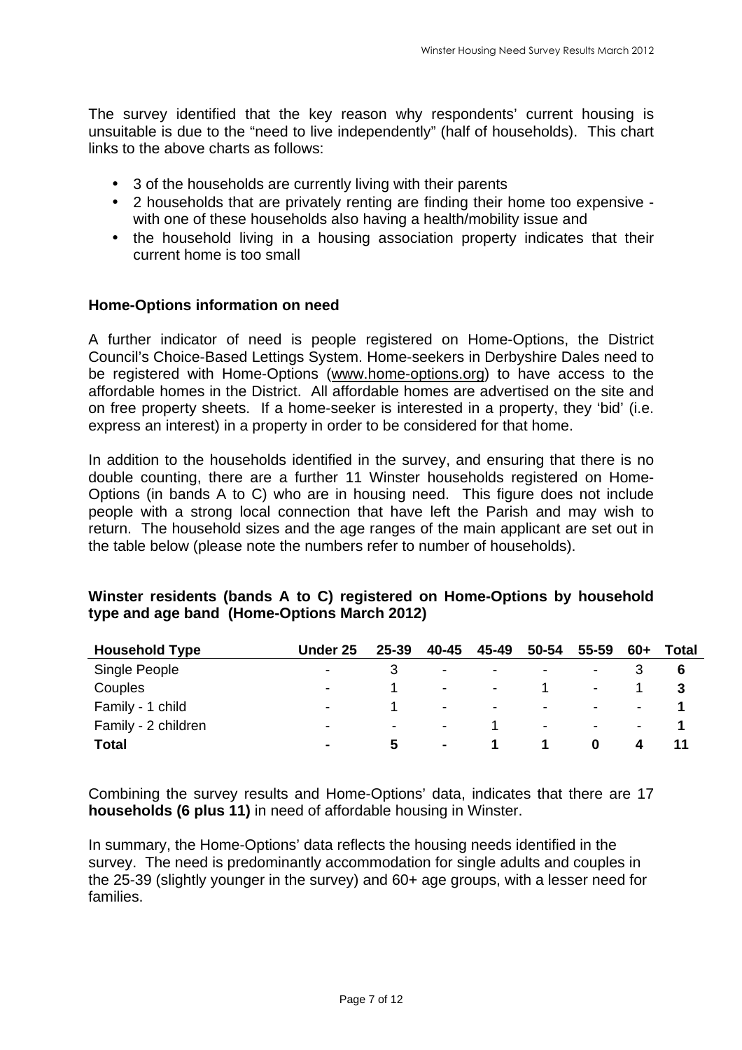The survey identified that the key reason why respondents' current housing is unsuitable is due to the "need to live independently" (half of households). This chart links to the above charts as follows:

- 3 of the households are currently living with their parents
- 2 households that are privately renting are finding their home too expensive - with one of these households also having a health/mobility issue and
- the household living in a housing association property indicates that their current home is too small

**Home-Options information on need**

A further indicator of need is people registered on Home-Options, the District Council's Choice-Based Lettings System. Home-seekers in Derbyshire Dales need to be registered with Home-Options (www.home-options.org) to have access to the affordable homes in the District. All affordable homes are advertised on the site and on free property sheets. If a home-seeker is interested in a property, they 'bid' (i.e. express an interest) in a property in order to be considered for that home.

In addition to the households identified in the survey, and ensuring that there is no double counting, there are a further 11 Winster households registered on Home-Options (in bands A to C) who are in housing need. This figure does not include people with a strong local connection that have left the Parish and may wish to return. The household sizes and the age ranges of the main applicant are set out in the table below (please note the numbers refer to number of households).

**Winster residents (bands A to C) registered on Home-Options by household type and age band (Home-Options March 2012)**

| Household Type | Under 25 | 25-39 | 40-45 | 45-49 | 50-54 | 55-59 | 60+ | Total |
|---|---|---|---|---|---|---|---|---|
| Single People | - | 3 | - | - | - | - | 3 | **6** |
| Couples | - | 1 | - | - | 1 | - | 1 | **3** |
| Family - 1 child | - | 1 | - | - | - | - | - | **1** |
| Family - 2 children | - | - | - | 1 | - | - | - | **1** |
| **Total** | **-** | **5** | **-** | **1** | **1** | **0** | **4** | **11** |

Combining the survey results and Home-Options' data, indicates that there are 17 **households (6 plus 11)** in need of affordable housing in Winster.

In summary, the Home-Options' data reflects the housing needs identified in the survey. The need is predominantly accommodation for single adults and couples in the 25-39 (slightly younger in the survey) and 60+ age groups, with a lesser need for families.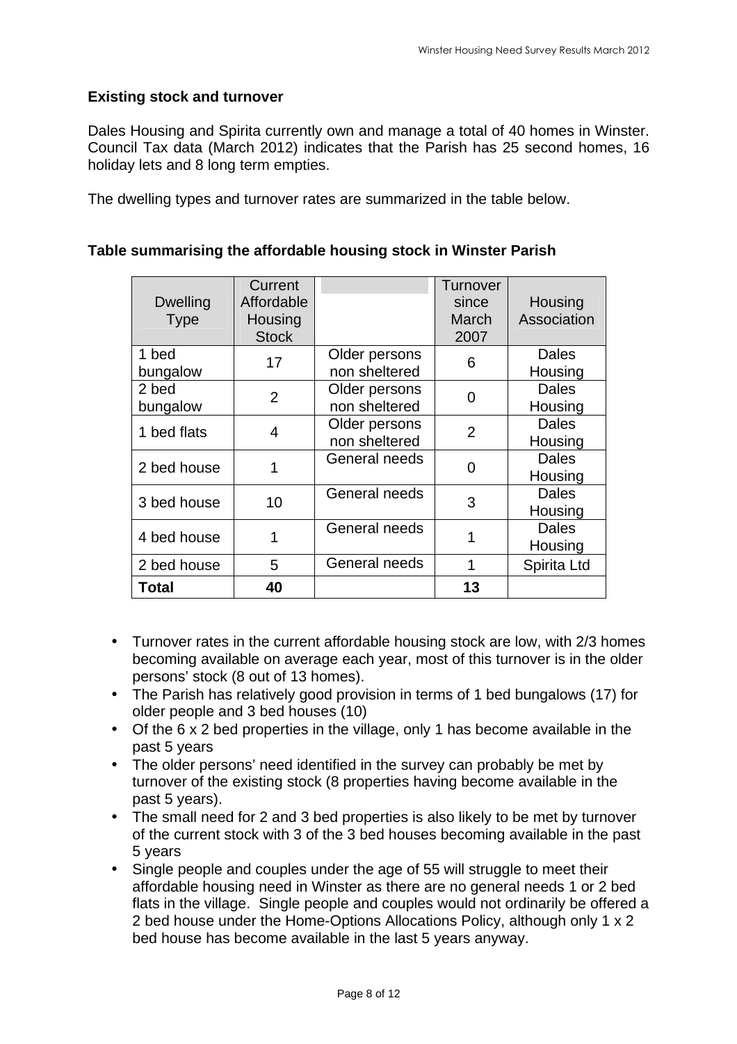**Existing stock and turnover**

Dales Housing and Spirita currently own and manage a total of 40 homes in Winster. Council Tax data (March 2012) indicates that the Parish has 25 second homes, 16 holiday lets and 8 long term empties.

The dwelling types and turnover rates are summarized in the table below.

**Table summarising the affordable housing stock in Winster Parish**

| Dwelling Type | Current Affordable Housing Stock | | Turnover since March 2007 | Housing Association |
|---|---|---|---|---|
| 1 bed bungalow | 17 | Older persons non sheltered | 6 | Dales Housing |
| 2 bed bungalow | 2 | Older persons non sheltered | 0 | Dales Housing |
| 1 bed flats | 4 | Older persons non sheltered | 2 | Dales Housing |
| 2 bed house | 1 | General needs | 0 | Dales Housing |
| 3 bed house | 10 | General needs | 3 | Dales Housing |
| 4 bed house | 1 | General needs | 1 | Dales Housing |
| 2 bed house | 5 | General needs | 1 | Spirita Ltd |
| **Total** | **40** | | **13** | |

- Turnover rates in the current affordable housing stock are low, with 2/3 homes becoming available on average each year, most of this turnover is in the older persons' stock (8 out of 13 homes).
- The Parish has relatively good provision in terms of 1 bed bungalows (17) for older people and 3 bed houses (10)
- Of the 6 x 2 bed properties in the village, only 1 has become available in the past 5 years
- The older persons' need identified in the survey can probably be met by turnover of the existing stock (8 properties having become available in the past 5 years).
- The small need for 2 and 3 bed properties is also likely to be met by turnover of the current stock with 3 of the 3 bed houses becoming available in the past 5 years
- Single people and couples under the age of 55 will struggle to meet their affordable housing need in Winster as there are no general needs 1 or 2 bed flats in the village. Single people and couples would not ordinarily be offered a 2 bed house under the Home-Options Allocations Policy, although only 1 x 2 bed house has become available in the last 5 years anyway.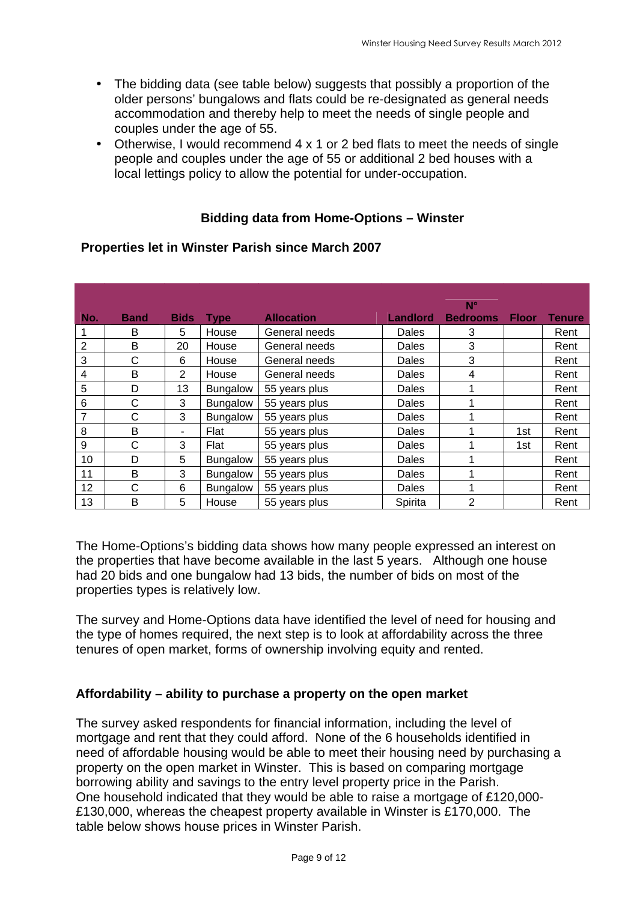- The bidding data (see table below) suggests that possibly a proportion of the older persons' bungalows and flats could be re-designated as general needs accommodation and thereby help to meet the needs of single people and couples under the age of 55.
- Otherwise, I would recommend 4 x 1 or 2 bed flats to meet the needs of single people and couples under the age of 55 or additional 2 bed houses with a local lettings policy to allow the potential for under-occupation.

### Bidding data from Home-Options – Winster

**Properties let in Winster Parish since March 2007**

| No. | Band | Bids | Type | Allocation | Landlord | N° Bedrooms | Floor | Tenure |
|---|---|---|---|---|---|---|---|---|
| 1 | B | 5 | House | General needs | Dales | 3 | | Rent |
| 2 | B | 20 | House | General needs | Dales | 3 | | Rent |
| 3 | C | 6 | House | General needs | Dales | 3 | | Rent |
| 4 | B | 2 | House | General needs | Dales | 4 | | Rent |
| 5 | D | 13 | Bungalow | 55 years plus | Dales | 1 | | Rent |
| 6 | C | 3 | Bungalow | 55 years plus | Dales | 1 | | Rent |
| 7 | C | 3 | Bungalow | 55 years plus | Dales | 1 | | Rent |
| 8 | B | - | Flat | 55 years plus | Dales | 1 | 1st | Rent |
| 9 | C | 3 | Flat | 55 years plus | Dales | 1 | 1st | Rent |
| 10 | D | 5 | Bungalow | 55 years plus | Dales | 1 | | Rent |
| 11 | B | 3 | Bungalow | 55 years plus | Dales | 1 | | Rent |
| 12 | C | 6 | Bungalow | 55 years plus | Dales | 1 | | Rent |
| 13 | B | 5 | House | 55 years plus | Spirita | 2 | | Rent |

The Home-Options's bidding data shows how many people expressed an interest on the properties that have become available in the last 5 years. Although one house had 20 bids and one bungalow had 13 bids, the number of bids on most of the properties types is relatively low.

The survey and Home-Options data have identified the level of need for housing and the type of homes required, the next step is to look at affordability across the three tenures of open market, forms of ownership involving equity and rented.

### Affordability – ability to purchase a property on the open market

The survey asked respondents for financial information, including the level of mortgage and rent that they could afford. None of the 6 households identified in need of affordable housing would be able to meet their housing need by purchasing a property on the open market in Winster. This is based on comparing mortgage borrowing ability and savings to the entry level property price in the Parish. One household indicated that they would be able to raise a mortgage of £120,000-£130,000, whereas the cheapest property available in Winster is £170,000. The table below shows house prices in Winster Parish.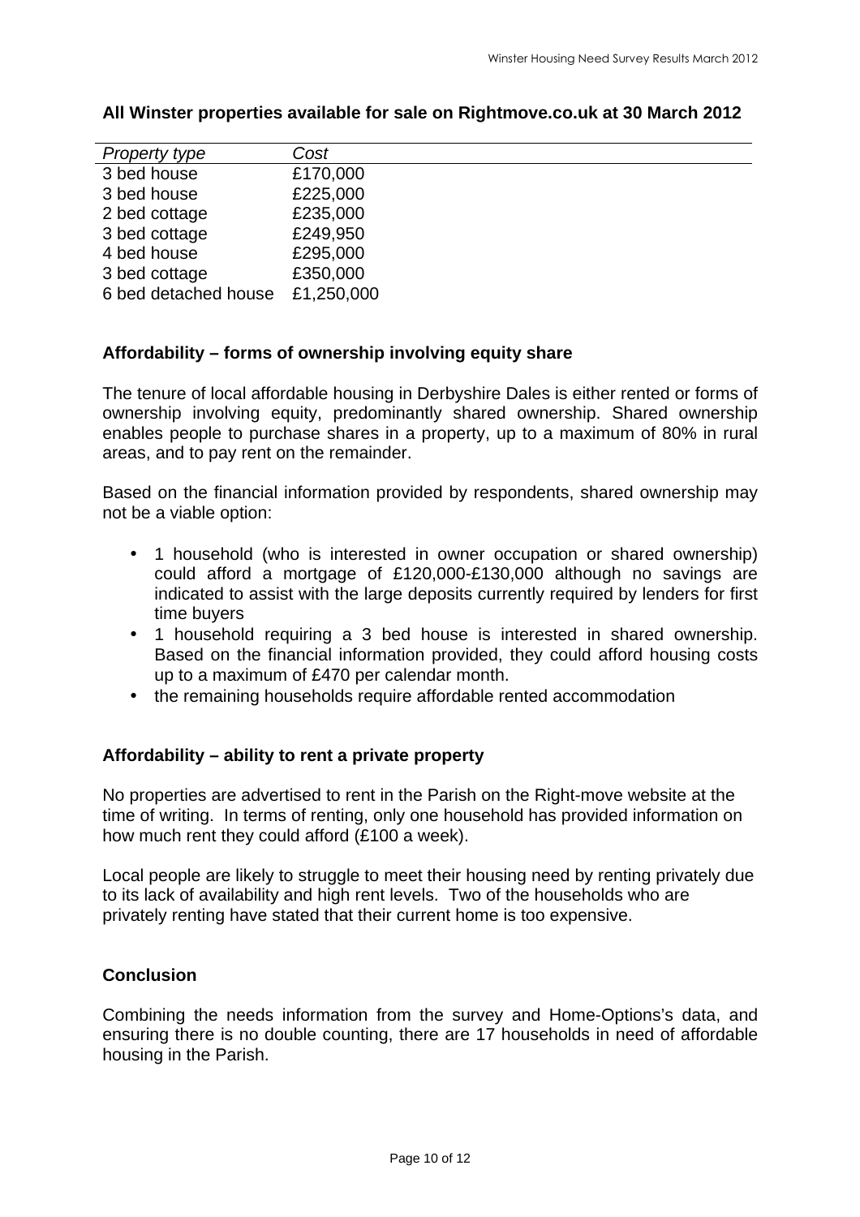**All Winster properties available for sale on Rightmove.co.uk at 30 March 2012**

| *Property type* | *Cost* |
| --- | --- |
| 3 bed house | £170,000 |
| 3 bed house | £225,000 |
| 2 bed cottage | £235,000 |
| 3 bed cottage | £249,950 |
| 4 bed house | £295,000 |
| 3 bed cottage | £350,000 |
| 6 bed detached house | £1,250,000 |

**Affordability – forms of ownership involving equity share**

The tenure of local affordable housing in Derbyshire Dales is either rented or forms of ownership involving equity, predominantly shared ownership. Shared ownership enables people to purchase shares in a property, up to a maximum of 80% in rural areas, and to pay rent on the remainder.

Based on the financial information provided by respondents, shared ownership may not be a viable option:

- 1 household (who is interested in owner occupation or shared ownership) could afford a mortgage of £120,000-£130,000 although no savings are indicated to assist with the large deposits currently required by lenders for first time buyers
- 1 household requiring a 3 bed house is interested in shared ownership. Based on the financial information provided, they could afford housing costs up to a maximum of £470 per calendar month.
- the remaining households require affordable rented accommodation

**Affordability – ability to rent a private property**

No properties are advertised to rent in the Parish on the Right-move website at the time of writing. In terms of renting, only one household has provided information on how much rent they could afford (£100 a week).

Local people are likely to struggle to meet their housing need by renting privately due to its lack of availability and high rent levels. Two of the households who are privately renting have stated that their current home is too expensive.

**Conclusion**

Combining the needs information from the survey and Home-Options's data, and ensuring there is no double counting, there are 17 households in need of affordable housing in the Parish.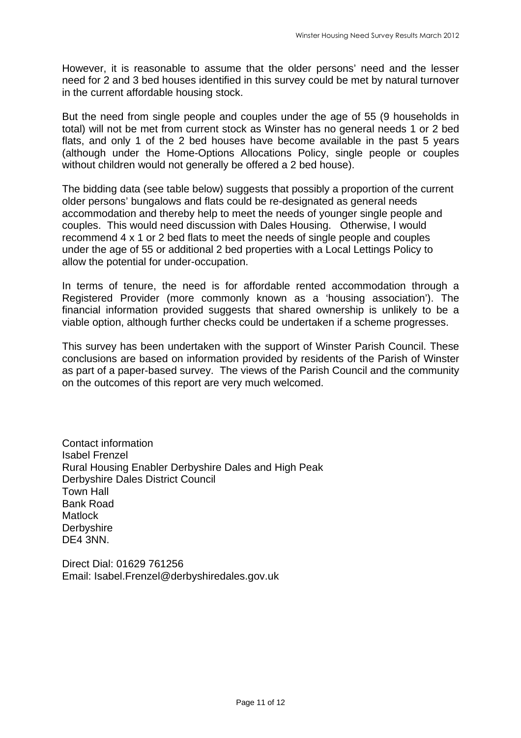However, it is reasonable to assume that the older persons' need and the lesser need for 2 and 3 bed houses identified in this survey could be met by natural turnover in the current affordable housing stock.

But the need from single people and couples under the age of 55 (9 households in total) will not be met from current stock as Winster has no general needs 1 or 2 bed flats, and only 1 of the 2 bed houses have become available in the past 5 years (although under the Home-Options Allocations Policy, single people or couples without children would not generally be offered a 2 bed house).

The bidding data (see table below) suggests that possibly a proportion of the current older persons' bungalows and flats could be re-designated as general needs accommodation and thereby help to meet the needs of younger single people and couples. This would need discussion with Dales Housing. Otherwise, I would recommend 4 x 1 or 2 bed flats to meet the needs of single people and couples under the age of 55 or additional 2 bed properties with a Local Lettings Policy to allow the potential for under-occupation.

In terms of tenure, the need is for affordable rented accommodation through a Registered Provider (more commonly known as a 'housing association'). The financial information provided suggests that shared ownership is unlikely to be a viable option, although further checks could be undertaken if a scheme progresses.

This survey has been undertaken with the support of Winster Parish Council. These conclusions are based on information provided by residents of the Parish of Winster as part of a paper-based survey. The views of the Parish Council and the community on the outcomes of this report are very much welcomed.

Contact information
Isabel Frenzel
Rural Housing Enabler Derbyshire Dales and High Peak
Derbyshire Dales District Council
Town Hall
Bank Road
Matlock
Derbyshire
DE4 3NN.

Direct Dial: 01629 761256
Email: Isabel.Frenzel@derbyshiredales.gov.uk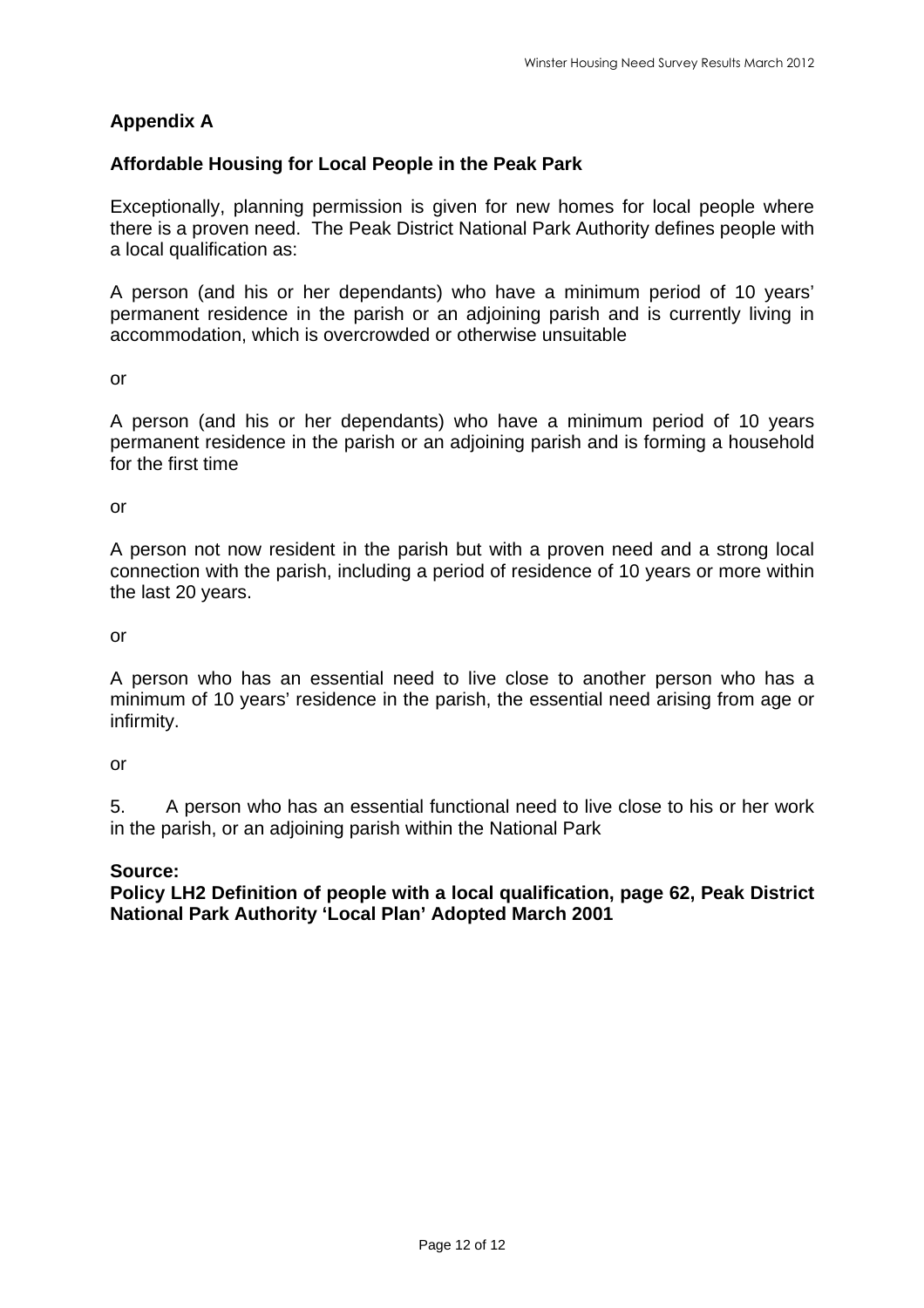## Appendix A

### Affordable Housing for Local People in the Peak Park

Exceptionally, planning permission is given for new homes for local people where there is a proven need. The Peak District National Park Authority defines people with a local qualification as:

A person (and his or her dependants) who have a minimum period of 10 years' permanent residence in the parish or an adjoining parish and is currently living in accommodation, which is overcrowded or otherwise unsuitable

or

A person (and his or her dependants) who have a minimum period of 10 years permanent residence in the parish or an adjoining parish and is forming a household for the first time

or

A person not now resident in the parish but with a proven need and a strong local connection with the parish, including a period of residence of 10 years or more within the last 20 years.

or

A person who has an essential need to live close to another person who has a minimum of 10 years' residence in the parish, the essential need arising from age or infirmity.

or

5. A person who has an essential functional need to live close to his or her work in the parish, or an adjoining parish within the National Park

**Source:**
**Policy LH2 Definition of people with a local qualification, page 62, Peak District National Park Authority 'Local Plan' Adopted March 2001**